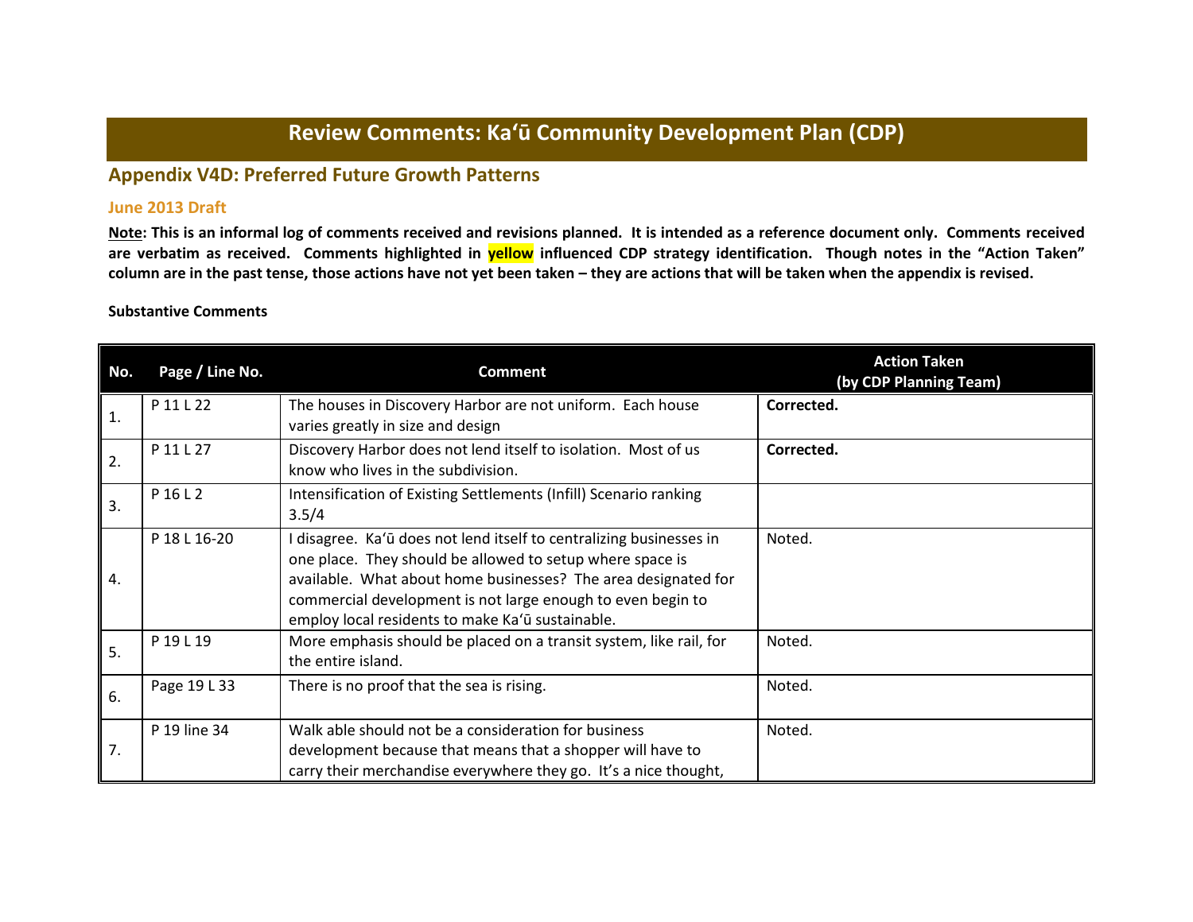# Review Comments: Kaʻū Community Development Plan (CDP)

## Appendix V4D: Preferred Future Growth Patterns

### June 2013 Draft

**Note: This is an informal log of comments received and revisions planned. It is intended as a reference document only. Comments received are verbatim as received. Comments highlighted in yellow influenced CDP strategy identification. Though notes in the "Action Taken" column are in the past tense, those actions have not yet been taken – they are actions that will be taken when the appendix is revised.**

**Substantive Comments**

| No. | Page / Line No. | Comment | Action Taken (by CDP Planning Team) |
|---|---|---|---|
| 1. | P 11 L 22 | The houses in Discovery Harbor are not uniform. Each house varies greatly in size and design | **Corrected.** |
| 2. | P 11 L 27 | Discovery Harbor does not lend itself to isolation. Most of us know who lives in the subdivision. | **Corrected.** |
| 3. | P 16 L 2 | Intensification of Existing Settlements (Infill) Scenario ranking 3.5/4 | |
| 4. | P 18 L 16-20 | I disagree. Kaʻū does not lend itself to centralizing businesses in one place. They should be allowed to setup where space is available. What about home businesses? The area designated for commercial development is not large enough to even begin to employ local residents to make Kaʻū sustainable. | Noted. |
| 5. | P 19 L 19 | More emphasis should be placed on a transit system, like rail, for the entire island. | Noted. |
| 6. | Page 19 L 33 | There is no proof that the sea is rising. | Noted. |
| 7. | P 19 line 34 | Walk able should not be a consideration for business development because that means that a shopper will have to carry their merchandise everywhere they go. It's a nice thought, | Noted. |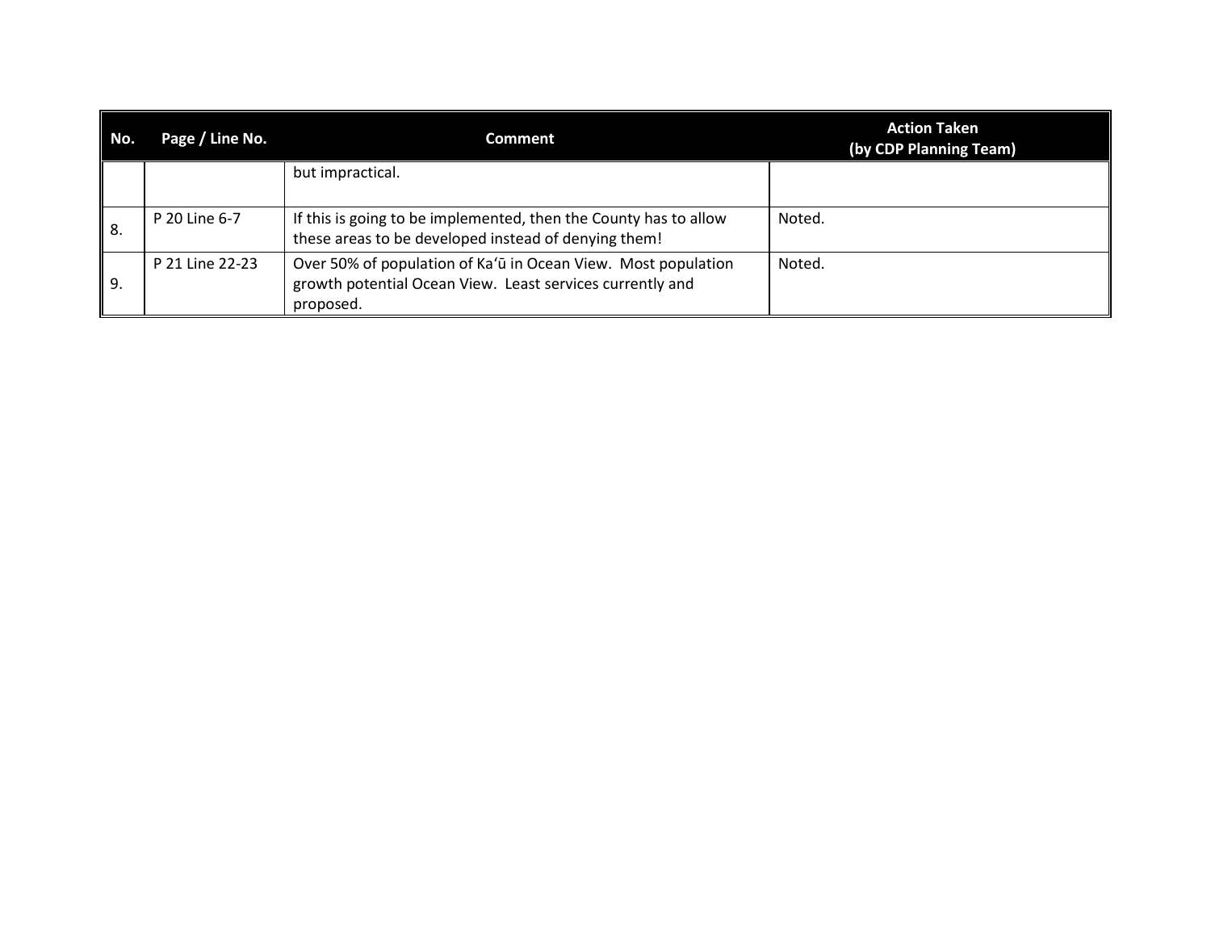| No. | Page / Line No. | Comment | Action Taken (by CDP Planning Team) |
|---|---|---|---|
| | | but impractical. | |
| 8. | P 20 Line 6-7 | If this is going to be implemented, then the County has to allow these areas to be developed instead of denying them! | Noted. |
| 9. | P 21 Line 22-23 | Over 50% of population of Kaʻū in Ocean View. Most population growth potential Ocean View. Least services currently and proposed. | Noted. |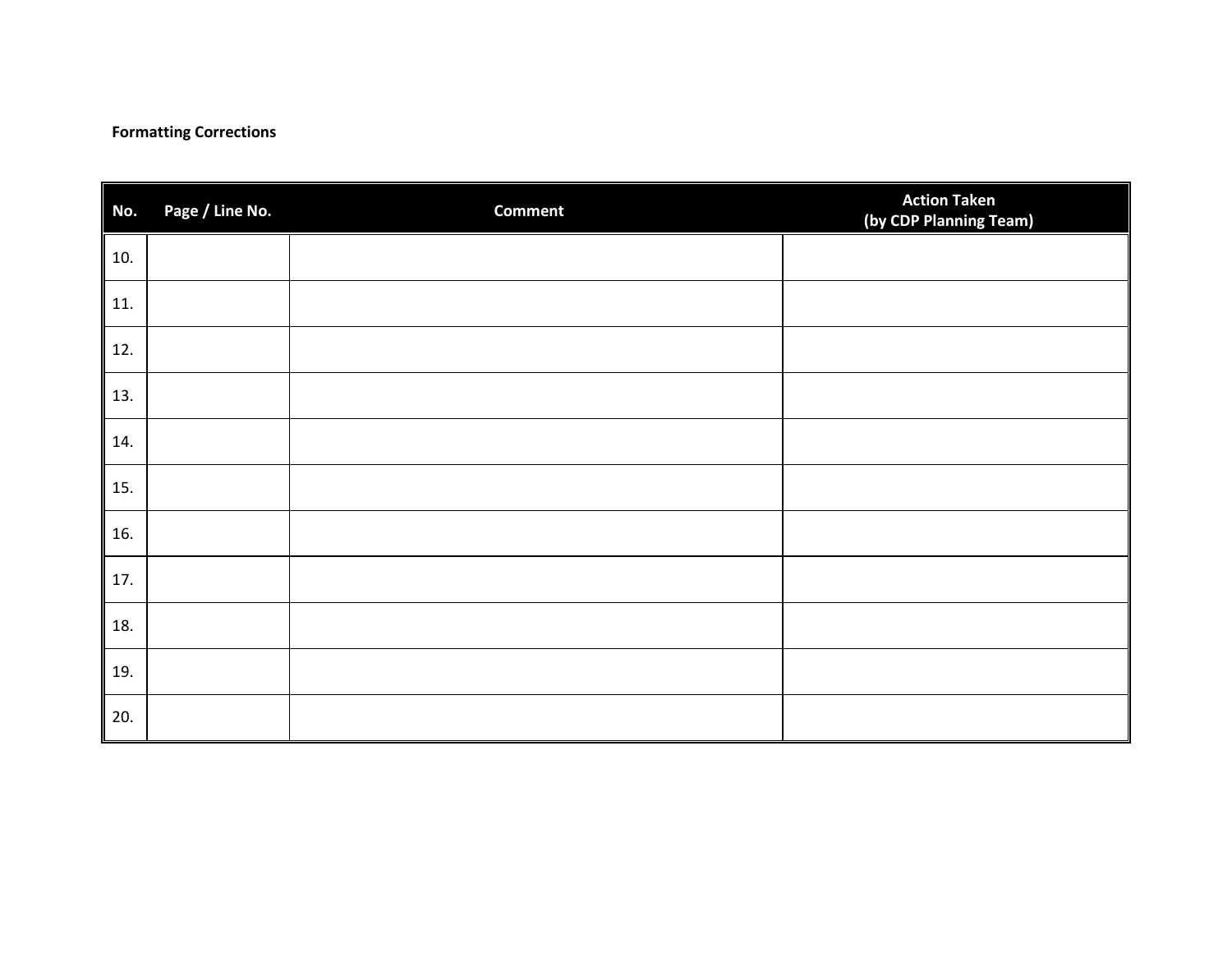**Formatting Corrections**

| No. | Page / Line No. | Comment | Action Taken (by CDP Planning Team) |
|---|---|---|---|
| 10. | | | |
| 11. | | | |
| 12. | | | |
| 13. | | | |
| 14. | | | |
| 15. | | | |
| 16. | | | |
| 17. | | | |
| 18. | | | |
| 19. | | | |
| 20. | | | |